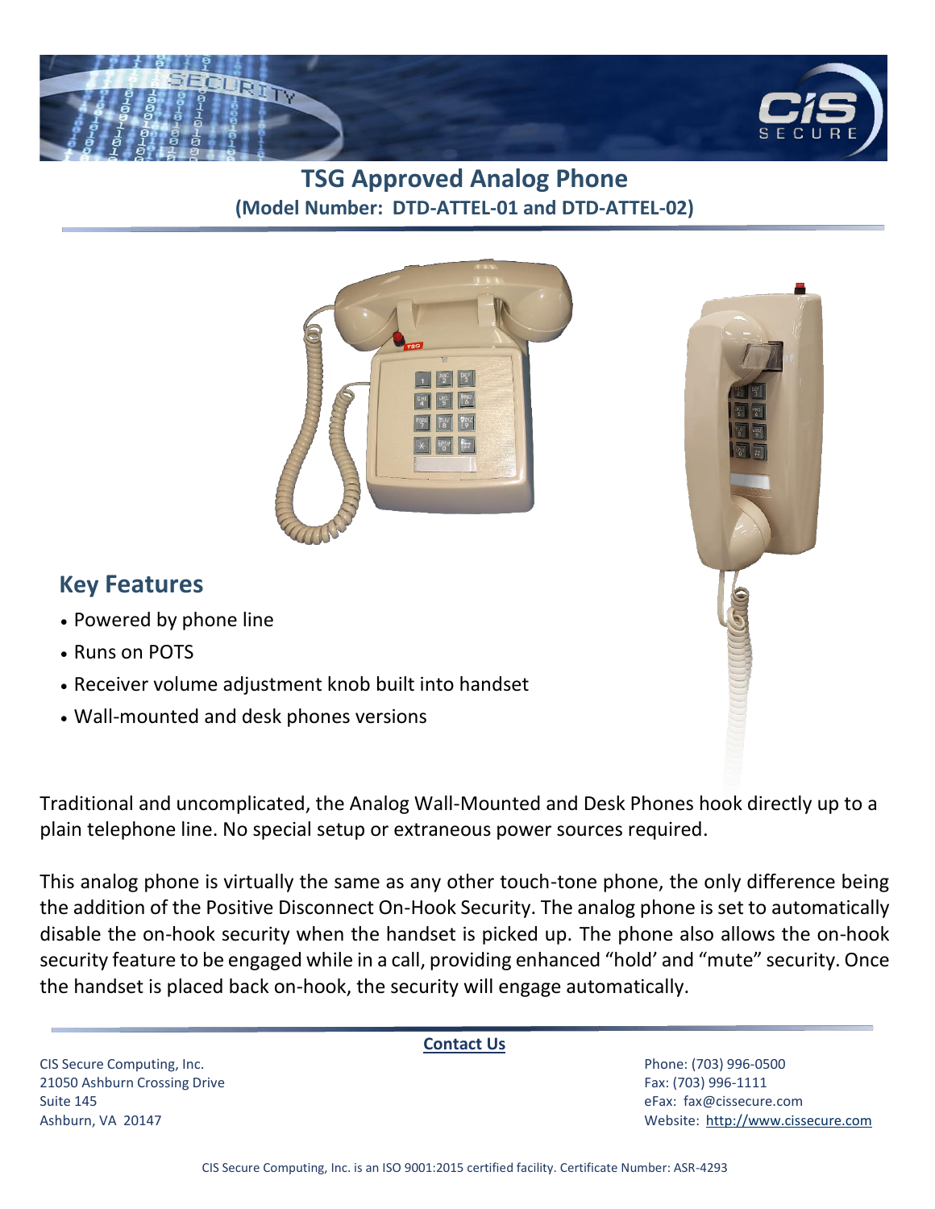# TSG Approved Analog Phone

**(Model Number: DTD-ATTEL-01 and DTD-ATTEL-02)**

## Key Features

- Powered by phone line
- Runs on POTS
- Receiver volume adjustment knob built into handset
- Wall-mounted and desk phones versions

Traditional and uncomplicated, the Analog Wall-Mounted and Desk Phones hook directly up to a plain telephone line. No special setup or extraneous power sources required.

This analog phone is virtually the same as any other touch-tone phone, the only difference being the addition of the Positive Disconnect On-Hook Security. The analog phone is set to automatically disable the on-hook security when the handset is picked up. The phone also allows the on-hook security feature to be engaged while in a call, providing enhanced "hold' and "mute" security. Once the handset is placed back on-hook, the security will engage automatically.

**Contact Us**

CIS Secure Computing, Inc.
21050 Ashburn Crossing Drive
Suite 145
Ashburn, VA 20147

Phone: (703) 996-0500
Fax: (703) 996-1111
eFax: fax@cissecure.com
Website: http://www.cissecure.com

CIS Secure Computing, Inc. is an ISO 9001:2015 certified facility. Certificate Number: ASR-4293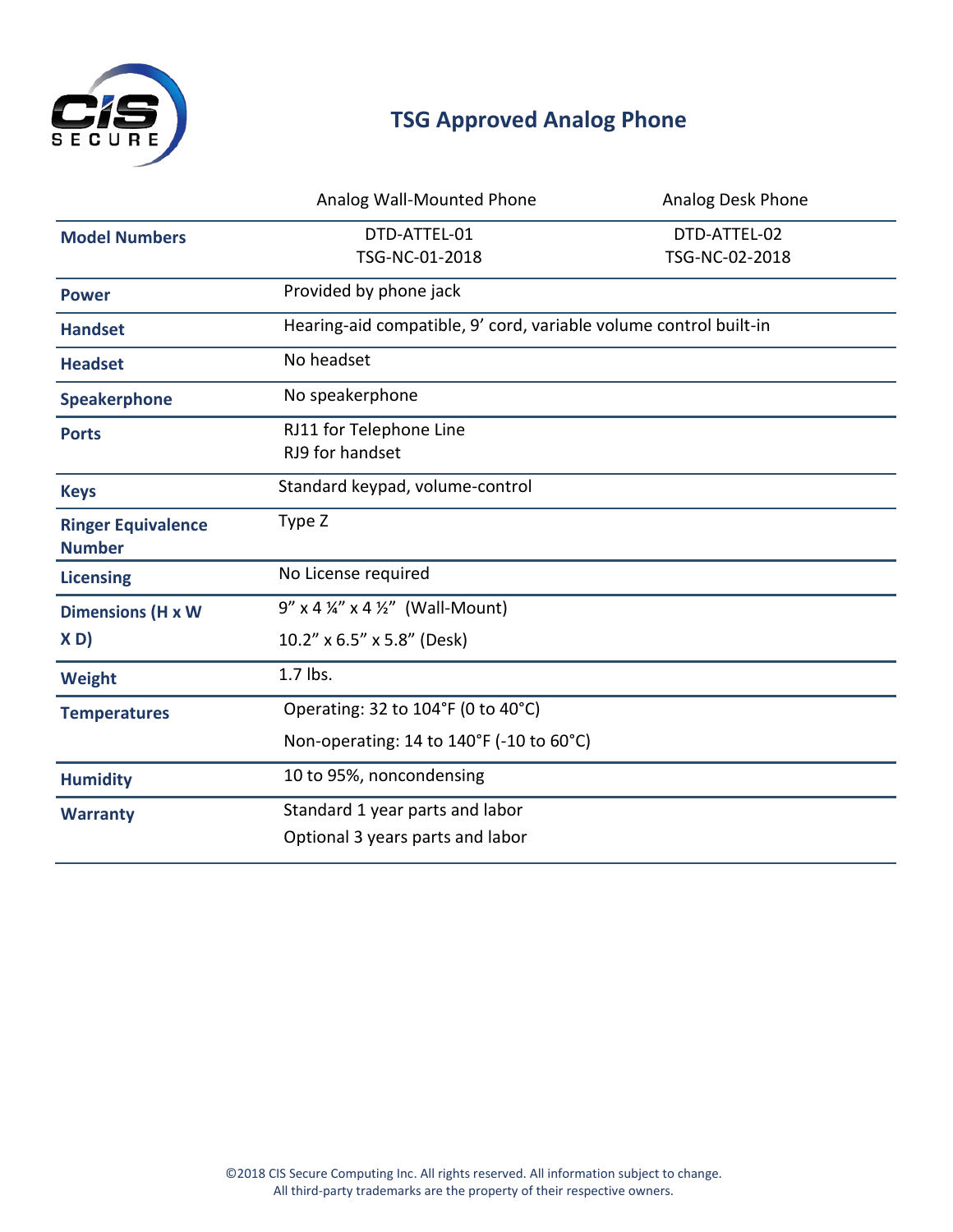# TSG Approved Analog Phone

| | Analog Wall-Mounted Phone | Analog Desk Phone |
|---|---|---|
| **Model Numbers** | DTD-ATTEL-01<br>TSG-NC-01-2018 | DTD-ATTEL-02<br>TSG-NC-02-2018 |
| **Power** | Provided by phone jack | |
| **Handset** | Hearing-aid compatible, 9' cord, variable volume control built-in | |
| **Headset** | No headset | |
| **Speakerphone** | No speakerphone | |
| **Ports** | RJ11 for Telephone Line<br>RJ9 for handset | |
| **Keys** | Standard keypad, volume-control | |
| **Ringer Equivalence Number** | Type Z | |
| **Licensing** | No License required | |
| **Dimensions (H x W X D)** | 9" x 4 ¼" x 4 ½" (Wall-Mount)<br>10.2" x 6.5" x 5.8" (Desk) | |
| **Weight** | 1.7 lbs. | |
| **Temperatures** | Operating: 32 to 104°F (0 to 40°C)<br>Non-operating: 14 to 140°F (-10 to 60°C) | |
| **Humidity** | 10 to 95%, noncondensing | |
| **Warranty** | Standard 1 year parts and labor<br>Optional 3 years parts and labor | |

©2018 CIS Secure Computing Inc. All rights reserved. All information subject to change.
All third-party trademarks are the property of their respective owners.